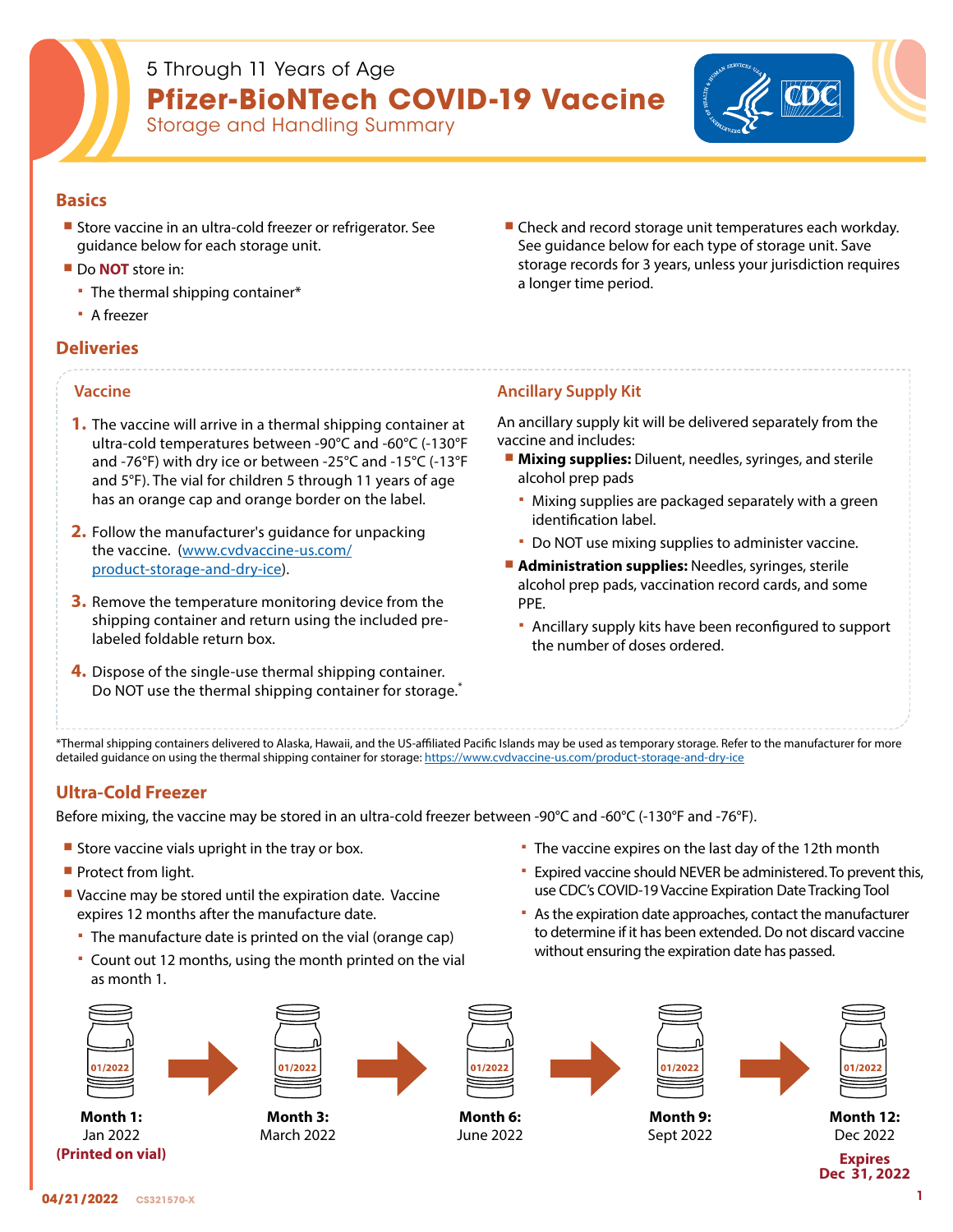5 Through 11 Years of Age

# Pfizer-BioNTech COVID-19 Vaccine

Storage and Handling Summary

## Basics

- Store vaccine in an ultra-cold freezer or refrigerator. See guidance below for each storage unit.
- Do **NOT** store in:
  - The thermal shipping container*
  - A freezer
- Check and record storage unit temperatures each workday. See guidance below for each type of storage unit. Save storage records for 3 years, unless your jurisdiction requires a longer time period.

## Deliveries

### Vaccine

1. The vaccine will arrive in a thermal shipping container at ultra-cold temperatures between -90°C and -60°C (-130°F and -76°F) with dry ice or between -25°C and -15°C (-13°F and 5°F). The vial for children 5 through 11 years of age has an orange cap and orange border on the label.
2. Follow the manufacturer's guidance for unpacking the vaccine. (www.cvdvaccine-us.com/product-storage-and-dry-ice).
3. Remove the temperature monitoring device from the shipping container and return using the included pre-labeled foldable return box.
4. Dispose of the single-use thermal shipping container. Do NOT use the thermal shipping container for storage.*

### Ancillary Supply Kit

An ancillary supply kit will be delivered separately from the vaccine and includes:

- **Mixing supplies:** Diluent, needles, syringes, and sterile alcohol prep pads
  - Mixing supplies are packaged separately with a green identification label.
  - Do NOT use mixing supplies to administer vaccine.
- **Administration supplies:** Needles, syringes, sterile alcohol prep pads, vaccination record cards, and some PPE.
  - Ancillary supply kits have been reconfigured to support the number of doses ordered.

*Thermal shipping containers delivered to Alaska, Hawaii, and the US-affiliated Pacific Islands may be used as temporary storage. Refer to the manufacturer for more detailed guidance on using the thermal shipping container for storage: https://www.cvdvaccine-us.com/product-storage-and-dry-ice

## Ultra-Cold Freezer

Before mixing, the vaccine may be stored in an ultra-cold freezer between -90°C and -60°C (-130°F and -76°F).

- Store vaccine vials upright in the tray or box.
- Protect from light.
- Vaccine may be stored until the expiration date. Vaccine expires 12 months after the manufacture date.
  - The manufacture date is printed on the vial (orange cap)
  - Count out 12 months, using the month printed on the vial as month 1.
  - The vaccine expires on the last day of the 12th month
  - Expired vaccine should NEVER be administered. To prevent this, use CDC's COVID-19 Vaccine Expiration Date Tracking Tool
  - As the expiration date approaches, contact the manufacturer to determine if it has been extended. Do not discard vaccine without ensuring the expiration date has passed.

01/2022 → 01/2022 → 01/2022 → 01/2022 → 01/2022

**Month 1:** Jan 2022 **(Printed on vial)** → **Month 3:** March 2022 → **Month 6:** June 2022 → **Month 9:** Sept 2022 → **Month 12:** Dec 2022 **Expires Dec 31, 2022**

04/21/2022 CS321570-X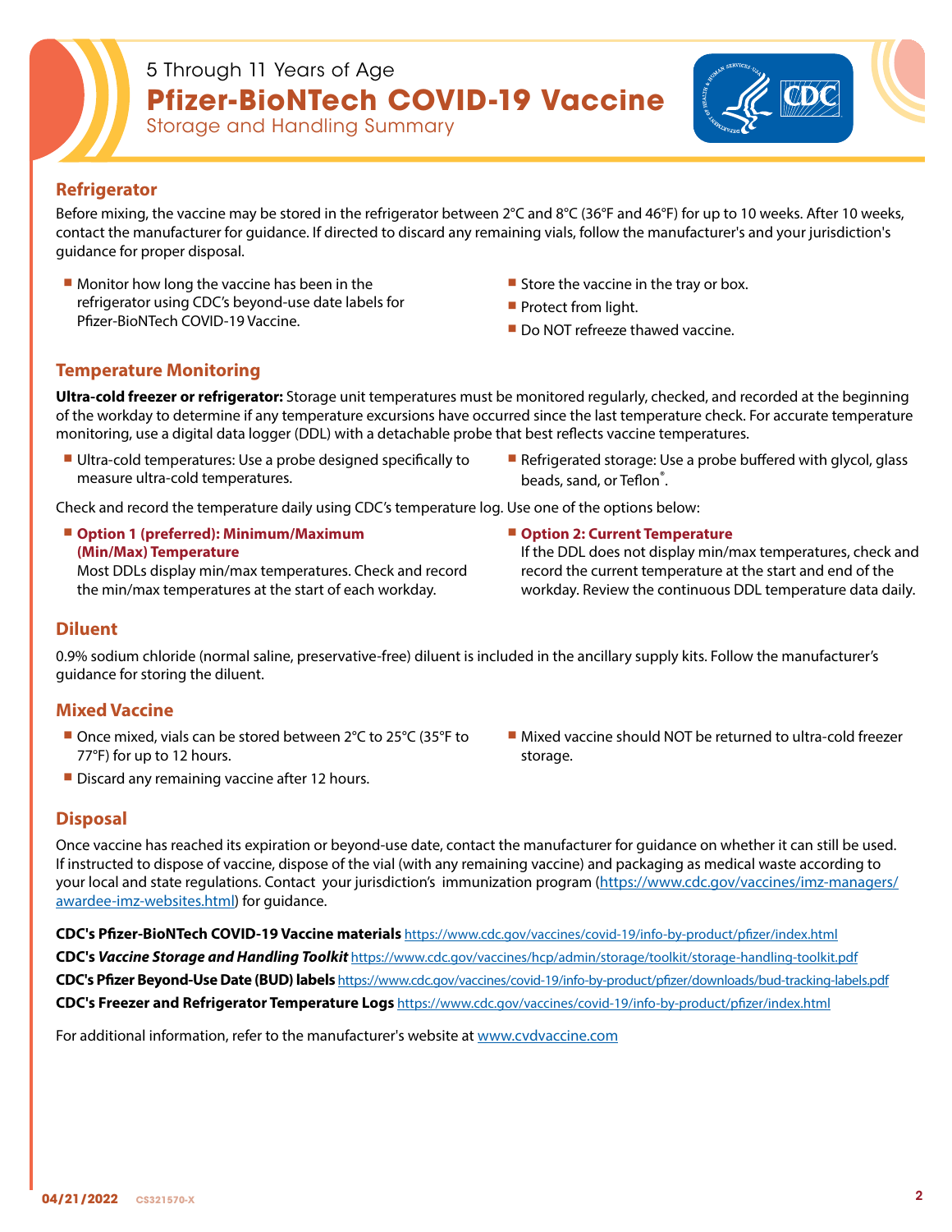5 Through 11 Years of Age

# Pfizer-BioNTech COVID-19 Vaccine

Storage and Handling Summary

## Refrigerator

Before mixing, the vaccine may be stored in the refrigerator between 2°C and 8°C (36°F and 46°F) for up to 10 weeks. After 10 weeks, contact the manufacturer for guidance. If directed to discard any remaining vials, follow the manufacturer's and your jurisdiction's guidance for proper disposal.

- Monitor how long the vaccine has been in the refrigerator using CDC's beyond-use date labels for Pfizer-BioNTech COVID-19 Vaccine.
- Store the vaccine in the tray or box.
- Protect from light.
- Do NOT refreeze thawed vaccine.

## Temperature Monitoring

**Ultra-cold freezer or refrigerator:** Storage unit temperatures must be monitored regularly, checked, and recorded at the beginning of the workday to determine if any temperature excursions have occurred since the last temperature check. For accurate temperature monitoring, use a digital data logger (DDL) with a detachable probe that best reflects vaccine temperatures.

- Ultra-cold temperatures: Use a probe designed specifically to measure ultra-cold temperatures.
- Refrigerated storage: Use a probe buffered with glycol, glass beads, sand, or Teflon®.

Check and record the temperature daily using CDC's temperature log. Use one of the options below:

- **Option 1 (preferred): Minimum/Maximum (Min/Max) Temperature**
  Most DDLs display min/max temperatures. Check and record the min/max temperatures at the start of each workday.
- **Option 2: Current Temperature**
  If the DDL does not display min/max temperatures, check and record the current temperature at the start and end of the workday. Review the continuous DDL temperature data daily.

## Diluent

0.9% sodium chloride (normal saline, preservative-free) diluent is included in the ancillary supply kits. Follow the manufacturer's guidance for storing the diluent.

## Mixed Vaccine

- Once mixed, vials can be stored between 2°C to 25°C (35°F to 77°F) for up to 12 hours.
- Discard any remaining vaccine after 12 hours.
- Mixed vaccine should NOT be returned to ultra-cold freezer storage.

## Disposal

Once vaccine has reached its expiration or beyond-use date, contact the manufacturer for guidance on whether it can still be used. If instructed to dispose of vaccine, dispose of the vial (with any remaining vaccine) and packaging as medical waste according to your local and state regulations. Contact your jurisdiction's immunization program (https://www.cdc.gov/vaccines/imz-managers/awardee-imz-websites.html) for guidance.

**CDC's Pfizer-BioNTech COVID-19 Vaccine materials** https://www.cdc.gov/vaccines/covid-19/info-by-product/pfizer/index.html

**CDC's *Vaccine Storage and Handling Toolkit*** https://www.cdc.gov/vaccines/hcp/admin/storage/toolkit/storage-handling-toolkit.pdf

**CDC's Pfizer Beyond-Use Date (BUD) labels** https://www.cdc.gov/vaccines/covid-19/info-by-product/pfizer/downloads/bud-tracking-labels.pdf

**CDC's Freezer and Refrigerator Temperature Logs** https://www.cdc.gov/vaccines/covid-19/info-by-product/pfizer/index.html

For additional information, refer to the manufacturer's website at www.cvdvaccine.com

04/21/2022 CS321570-X